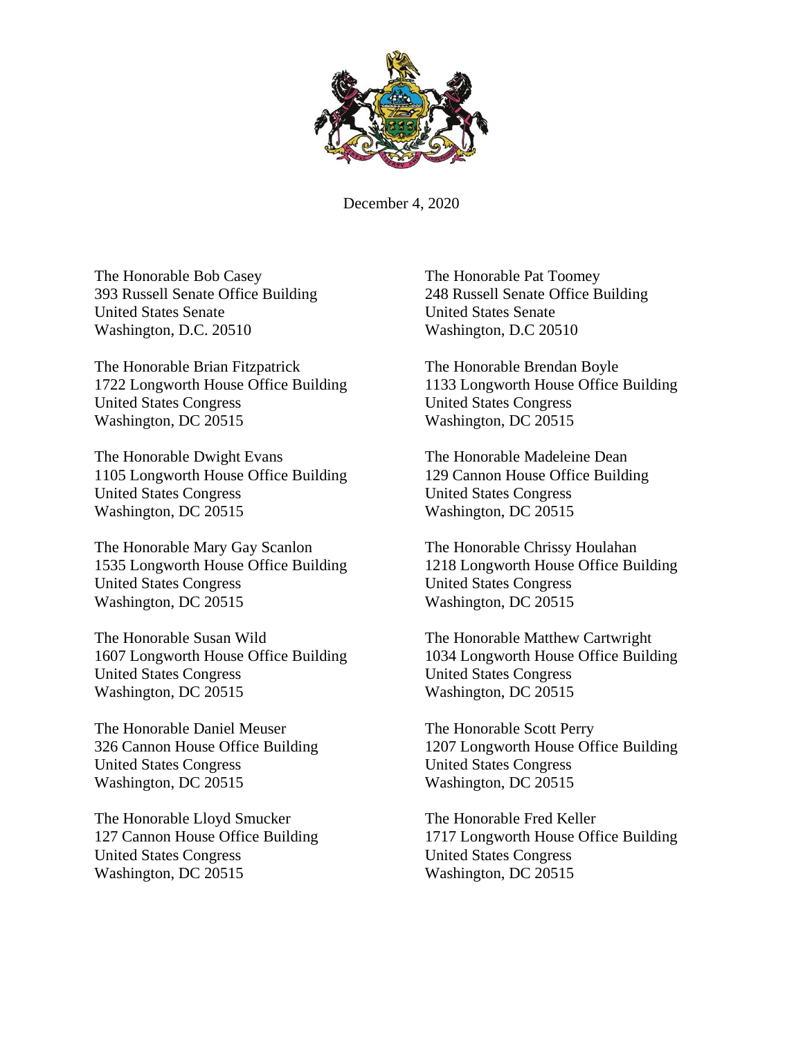December 4, 2020

The Honorable Bob Casey
393 Russell Senate Office Building
United States Senate
Washington, D.C. 20510

The Honorable Pat Toomey
248 Russell Senate Office Building
United States Senate
Washington, D.C 20510

The Honorable Brian Fitzpatrick
1722 Longworth House Office Building
United States Congress
Washington, DC 20515

The Honorable Brendan Boyle
1133 Longworth House Office Building
United States Congress
Washington, DC 20515

The Honorable Dwight Evans
1105 Longworth House Office Building
United States Congress
Washington, DC 20515

The Honorable Madeleine Dean
129 Cannon House Office Building
United States Congress
Washington, DC 20515

The Honorable Mary Gay Scanlon
1535 Longworth House Office Building
United States Congress
Washington, DC 20515

The Honorable Chrissy Houlahan
1218 Longworth House Office Building
United States Congress
Washington, DC 20515

The Honorable Susan Wild
1607 Longworth House Office Building
United States Congress
Washington, DC 20515

The Honorable Matthew Cartwright
1034 Longworth House Office Building
United States Congress
Washington, DC 20515

The Honorable Daniel Meuser
326 Cannon House Office Building
United States Congress
Washington, DC 20515

The Honorable Scott Perry
1207 Longworth House Office Building
United States Congress
Washington, DC 20515

The Honorable Lloyd Smucker
127 Cannon House Office Building
United States Congress
Washington, DC 20515

The Honorable Fred Keller
1717 Longworth House Office Building
United States Congress
Washington, DC 20515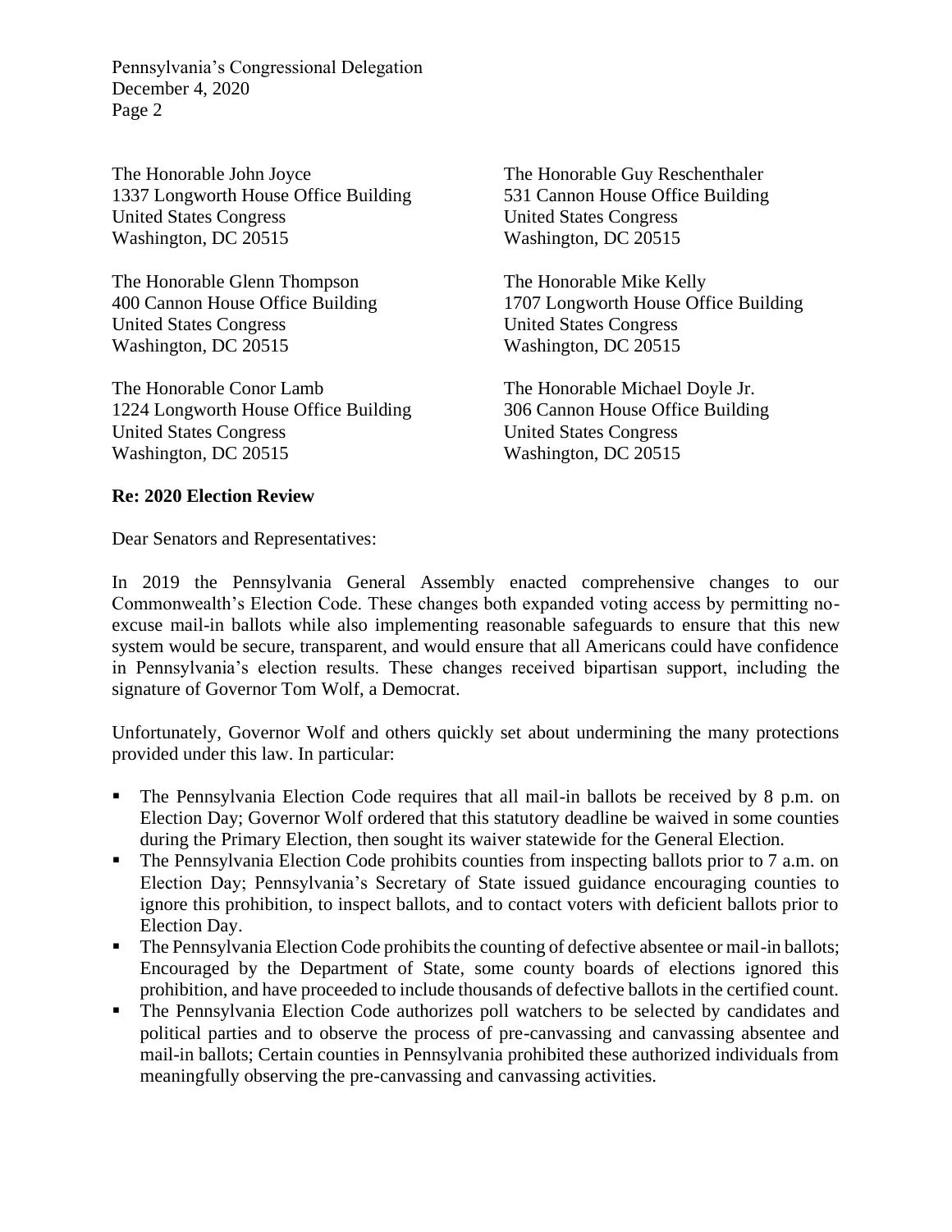The Honorable John Joyce
1337 Longworth House Office Building
United States Congress
Washington, DC 20515

The Honorable Guy Reschenthaler
531 Cannon House Office Building
United States Congress
Washington, DC 20515

The Honorable Glenn Thompson
400 Cannon House Office Building
United States Congress
Washington, DC 20515

The Honorable Mike Kelly
1707 Longworth House Office Building
United States Congress
Washington, DC 20515

The Honorable Conor Lamb
1224 Longworth House Office Building
United States Congress
Washington, DC 20515

The Honorable Michael Doyle Jr.
306 Cannon House Office Building
United States Congress
Washington, DC 20515

**Re: 2020 Election Review**

Dear Senators and Representatives:

In 2019 the Pennsylvania General Assembly enacted comprehensive changes to our Commonwealth's Election Code. These changes both expanded voting access by permitting no-excuse mail-in ballots while also implementing reasonable safeguards to ensure that this new system would be secure, transparent, and would ensure that all Americans could have confidence in Pennsylvania's election results. These changes received bipartisan support, including the signature of Governor Tom Wolf, a Democrat.

Unfortunately, Governor Wolf and others quickly set about undermining the many protections provided under this law. In particular:

- The Pennsylvania Election Code requires that all mail-in ballots be received by 8 p.m. on Election Day; Governor Wolf ordered that this statutory deadline be waived in some counties during the Primary Election, then sought its waiver statewide for the General Election.
- The Pennsylvania Election Code prohibits counties from inspecting ballots prior to 7 a.m. on Election Day; Pennsylvania's Secretary of State issued guidance encouraging counties to ignore this prohibition, to inspect ballots, and to contact voters with deficient ballots prior to Election Day.
- The Pennsylvania Election Code prohibits the counting of defective absentee or mail-in ballots; Encouraged by the Department of State, some county boards of elections ignored this prohibition, and have proceeded to include thousands of defective ballots in the certified count.
- The Pennsylvania Election Code authorizes poll watchers to be selected by candidates and political parties and to observe the process of pre-canvassing and canvassing absentee and mail-in ballots; Certain counties in Pennsylvania prohibited these authorized individuals from meaningfully observing the pre-canvassing and canvassing activities.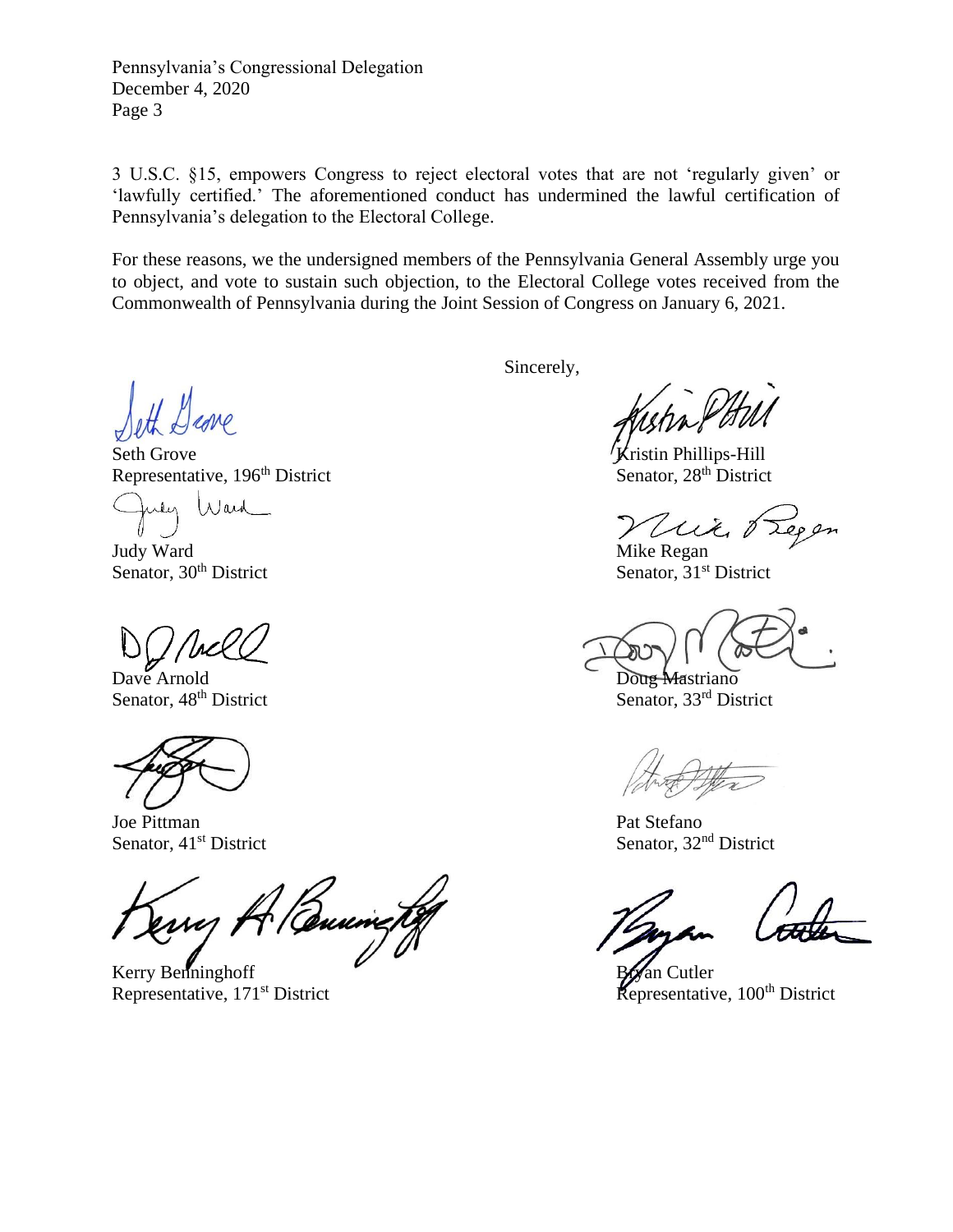3 U.S.C. §15, empowers Congress to reject electoral votes that are not 'regularly given' or 'lawfully certified.' The aforementioned conduct has undermined the lawful certification of Pennsylvania's delegation to the Electoral College.

For these reasons, we the undersigned members of the Pennsylvania General Assembly urge you to object, and vote to sustain such objection, to the Electoral College votes received from the Commonwealth of Pennsylvania during the Joint Session of Congress on January 6, 2021.

Sincerely,

Seth Grove
Representative, 196th District

Kristin Phillips-Hill
Senator, 28th District

Judy Ward
Senator, 30th District

Mike Regan
Senator, 31st District

Dave Arnold
Senator, 48th District

Doug Mastriano
Senator, 33rd District

Joe Pittman
Senator, 41st District

Pat Stefano
Senator, 32nd District

Kerry Benninghoff
Representative, 171st District

Bryan Cutler
Representative, 100th District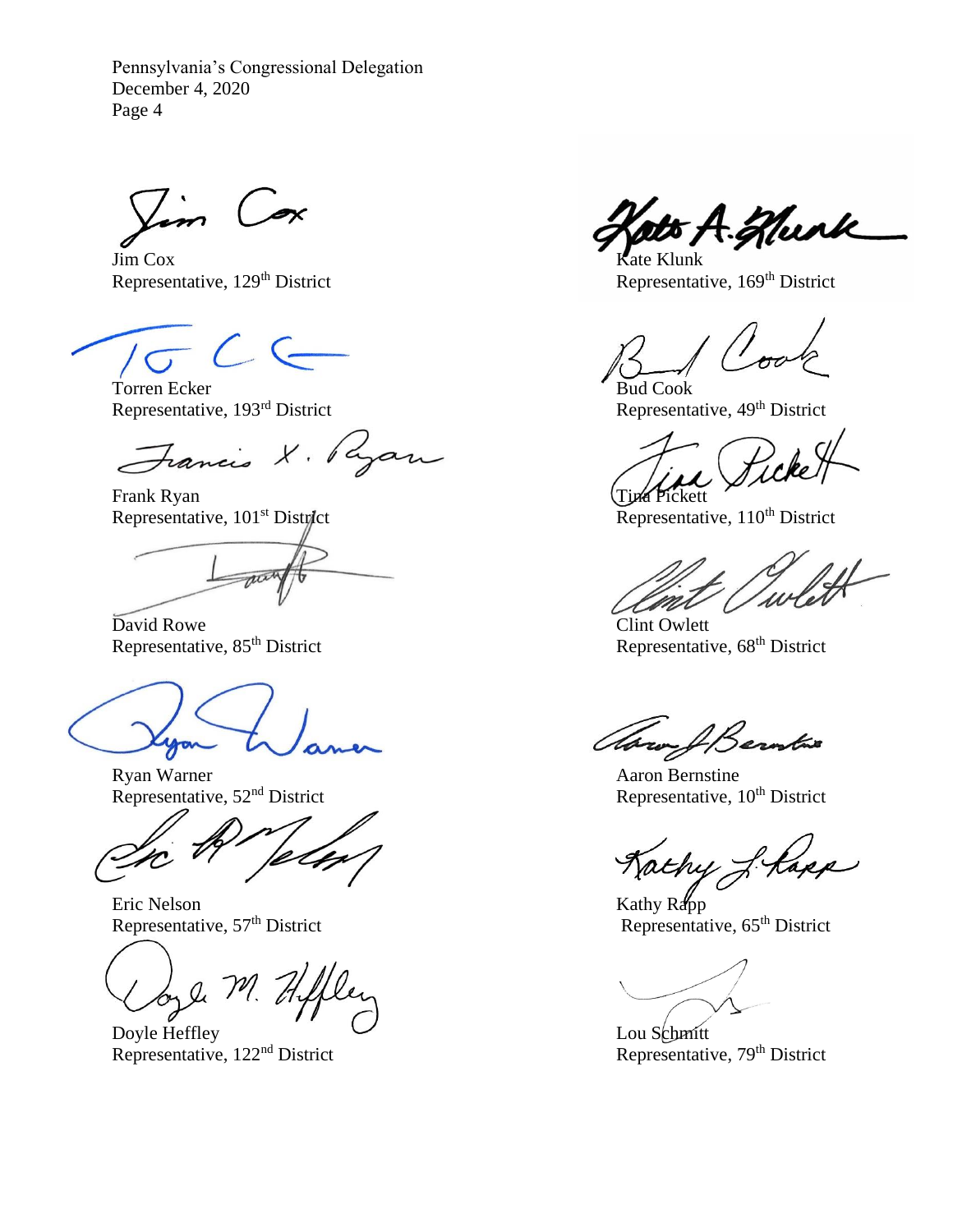Pennsylvania's Congressional Delegation
December 4, 2020

Jim Cox
Representative, 129th District

Torren Ecker
Representative, 193rd District

Frank Ryan
Representative, 101st District

David Rowe
Representative, 85th District

Ryan Warner
Representative, 52nd District

Eric Nelson
Representative, 57th District

Doyle Heffley
Representative, 122nd District

Kate Klunk
Representative, 169th District

Bud Cook
Representative, 49th District

Tina Pickett
Representative, 110th District

Clint Owlett
Representative, 68th District

Aaron Bernstine
Representative, 10th District

Kathy Rapp
Representative, 65th District

Lou Schmitt
Representative, 79th District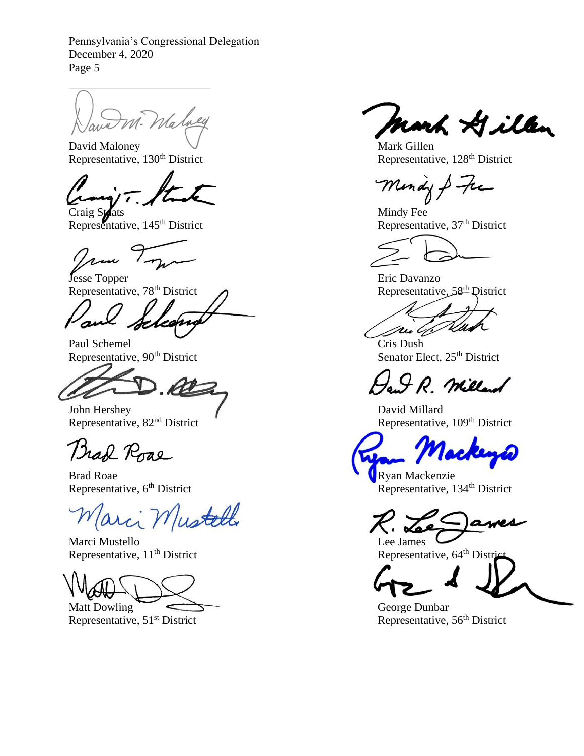David Maloney
Representative, 130th District

Craig Staats
Representative, 145th District

Jesse Topper
Representative, 78th District

Paul Schemel
Representative, 90th District

John Hershey
Representative, 82nd District

Brad Roae
Representative, 6th District

Marci Mustello
Representative, 11th District

Matt Dowling
Representative, 51st District

Mark Gillen
Representative, 128th District

Mindy Fee
Representative, 37th District

Eric Davanzo
Representative, 58th District

Cris Dush
Senator Elect, 25th District

David Millard
Representative, 109th District

Ryan Mackenzie
Representative, 134th District

Lee James
Representative, 64th District

George Dunbar
Representative, 56th District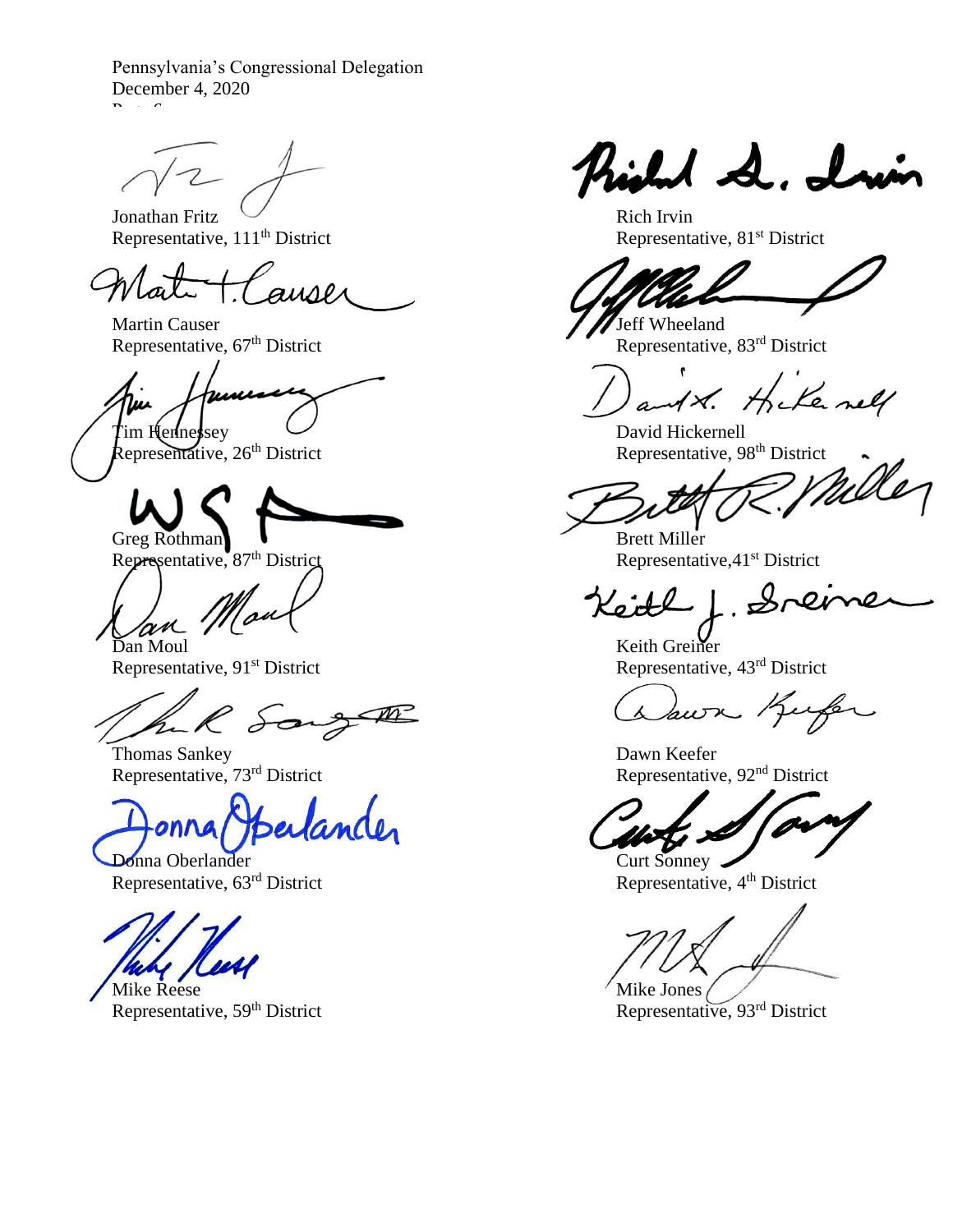Jonathan Fritz
Representative, 111th District

Martin Causer
Representative, 67th District

Tim Hennessey
Representative, 26th District

Greg Rothman
Representative, 87th District

Dan Moul
Representative, 91st District

Thomas Sankey
Representative, 73rd District

Donna Oberlander
Representative, 63rd District

Mike Reese
Representative, 59th District

Rich Irvin
Representative, 81st District

Jeff Wheeland
Representative, 83rd District

David Hickernell
Representative, 98th District

Brett Miller
Representative,41st District

Keith Greiner
Representative, 43rd District

Dawn Keefer
Representative, 92nd District

Curt Sonney
Representative, 4th District

Mike Jones
Representative, 93rd District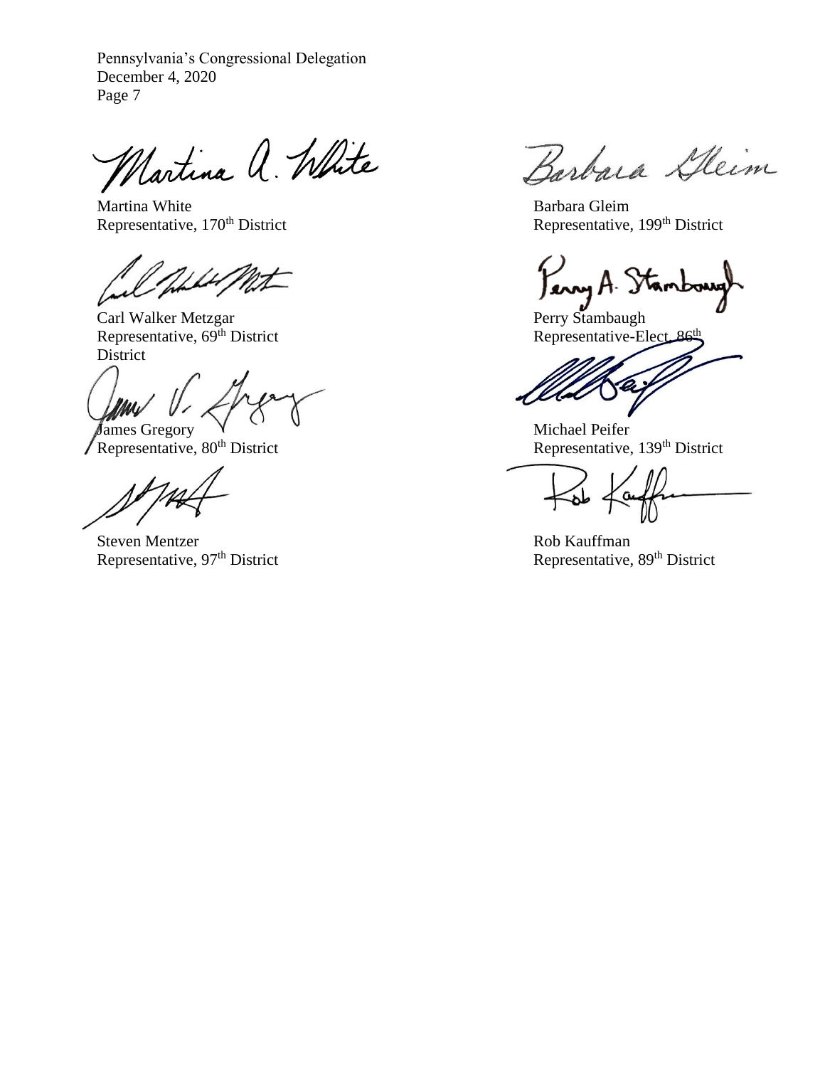Martina White
Representative, 170th District

Barbara Gleim
Representative, 199th District

Carl Walker Metzgar
Representative, 69th District
District

Perry Stambaugh
Representative-Elect, 86th

James Gregory
Representative, 80th District

Michael Peifer
Representative, 139th District

Steven Mentzer
Representative, 97th District

Rob Kauffman
Representative, 89th District